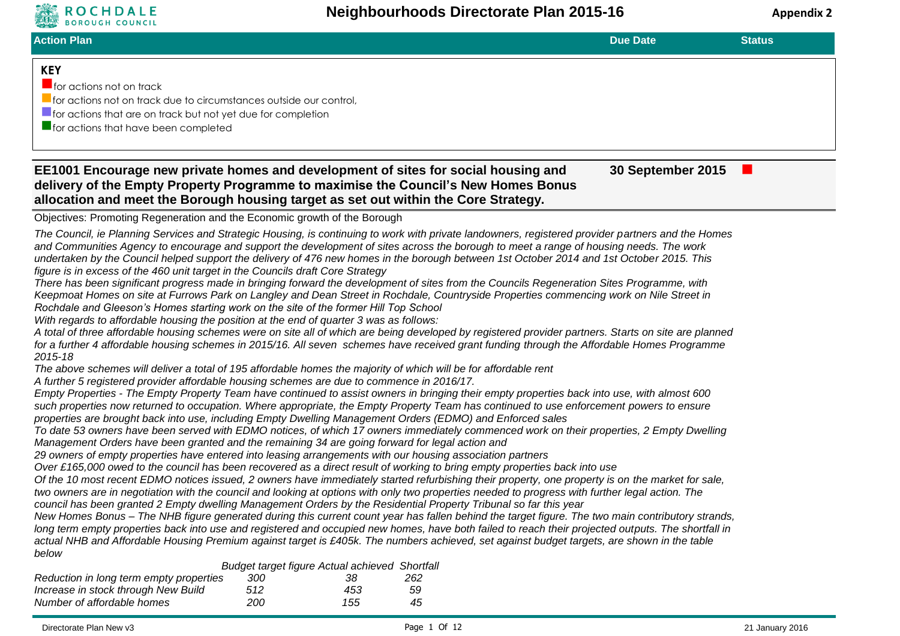# Neighbourhoods Directorate Plan 2015-16

**Appendix 2**

| Action Plan | Due Date | Status |
|---|---|---|

**KEY**

- ■ for actions not on track
- ■ for actions not on track due to circumstances outside our control,
- ■ for actions that are on track but not yet due for completion
- ■ for actions that have been completed

## EE1001 Encourage new private homes and development of sites for social housing and delivery of the Empty Property Programme to maximise the Council's New Homes Bonus allocation and meet the Borough housing target as set out within the Core Strategy.

**30 September 2015** ■

Objectives: Promoting Regeneration and the Economic growth of the Borough

*The Council, ie Planning Services and Strategic Housing, is continuing to work with private landowners, registered provider partners and the Homes and Communities Agency to encourage and support the development of sites across the borough to meet a range of housing needs. The work undertaken by the Council helped support the delivery of 476 new homes in the borough between 1st October 2014 and 1st October 2015. This figure is in excess of the 460 unit target in the Councils draft Core Strategy*

*There has been significant progress made in bringing forward the development of sites from the Councils Regeneration Sites Programme, with Keepmoat Homes on site at Furrows Park on Langley and Dean Street in Rochdale, Countryside Properties commencing work on Nile Street in Rochdale and Gleeson's Homes starting work on the site of the former Hill Top School*

*With regards to affordable housing the position at the end of quarter 3 was as follows:*

*A total of three affordable housing schemes were on site all of which are being developed by registered provider partners. Starts on site are planned for a further 4 affordable housing schemes in 2015/16. All seven schemes have received grant funding through the Affordable Homes Programme 2015-18*

*The above schemes will deliver a total of 195 affordable homes the majority of which will be for affordable rent*

*A further 5 registered provider affordable housing schemes are due to commence in 2016/17.*

*Empty Properties - The Empty Property Team have continued to assist owners in bringing their empty properties back into use, with almost 600 such properties now returned to occupation. Where appropriate, the Empty Property Team has continued to use enforcement powers to ensure properties are brought back into use, including Empty Dwelling Management Orders (EDMO) and Enforced sales*

*To date 53 owners have been served with EDMO notices, of which 17 owners immediately commenced work on their properties, 2 Empty Dwelling Management Orders have been granted and the remaining 34 are going forward for legal action and*

*29 owners of empty properties have entered into leasing arrangements with our housing association partners*

*Over £165,000 owed to the council has been recovered as a direct result of working to bring empty properties back into use*

*Of the 10 most recent EDMO notices issued, 2 owners have immediately started refurbishing their property, one property is on the market for sale, two owners are in negotiation with the council and looking at options with only two properties needed to progress with further legal action. The council has been granted 2 Empty dwelling Management Orders by the Residential Property Tribunal so far this year*

*New Homes Bonus – The NHB figure generated during this current count year has fallen behind the target figure. The two main contributory strands, long term empty properties back into use and registered and occupied new homes, have both failed to reach their projected outputs. The shortfall in actual NHB and Affordable Housing Premium against target is £405k. The numbers achieved, set against budget targets, are shown in the table below*

| | *Budget target figure* | *Actual achieved* | *Shortfall* |
|---|---|---|---|
| *Reduction in long term empty properties* | *300* | *38* | *262* |
| *Increase in stock through New Build* | *512* | *453* | *59* |
| *Number of affordable homes* | *200* | *155* | *45* |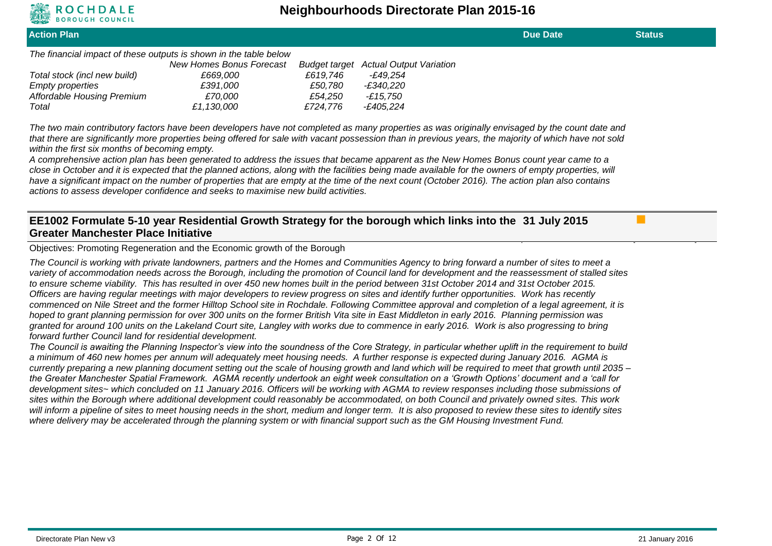| Action Plan | Due Date | Status |
|---|---|---|

*The financial impact of these outputs is shown in the table below*

| | *New Homes Bonus Forecast* | *Budget target* | *Actual Output Variation* |
|---|---|---|---|
| *Total stock (incl new build)* | *£669,000* | *£619,746* | *-£49,254* |
| *Empty properties* | *£391,000* | *£50,780* | *-£340,220* |
| *Affordable Housing Premium* | *£70,000* | *£54,250* | *-£15,750* |
| *Total* | *£1,130,000* | *£724,776* | *-£405,224* |

*The two main contributory factors have been developers have not completed as many properties as was originally envisaged by the count date and that there are significantly more properties being offered for sale with vacant possession than in previous years, the majority of which have not sold within the first six months of becoming empty.*

*A comprehensive action plan has been generated to address the issues that became apparent as the New Homes Bonus count year came to a close in October and it is expected that the planned actions, along with the facilities being made available for the owners of empty properties, will have a significant impact on the number of properties that are empty at the time of the next count (October 2016). The action plan also contains actions to assess developer confidence and seeks to maximise new build activities.*

## EE1002 Formulate 5-10 year Residential Growth Strategy for the borough which links into the Greater Manchester Place Initiative — 31 July 2015

Objectives: Promoting Regeneration and the Economic growth of the Borough

*The Council is working with private landowners, partners and the Homes and Communities Agency to bring forward a number of sites to meet a variety of accommodation needs across the Borough, including the promotion of Council land for development and the reassessment of stalled sites to ensure scheme viability. This has resulted in over 450 new homes built in the period between 31st October 2014 and 31st October 2015. Officers are having regular meetings with major developers to review progress on sites and identify further opportunities. Work has recently commenced on Nile Street and the former Hilltop School site in Rochdale. Following Committee approval and completion of a legal agreement, it is hoped to grant planning permission for over 300 units on the former British Vita site in East Middleton in early 2016. Planning permission was granted for around 100 units on the Lakeland Court site, Langley with works due to commence in early 2016. Work is also progressing to bring forward further Council land for residential development.*

*The Council is awaiting the Planning Inspector's view into the soundness of the Core Strategy, in particular whether uplift in the requirement to build a minimum of 460 new homes per annum will adequately meet housing needs. A further response is expected during January 2016. AGMA is currently preparing a new planning document setting out the scale of housing growth and land which will be required to meet that growth until 2035 – the Greater Manchester Spatial Framework. AGMA recently undertook an eight week consultation on a 'Growth Options' document and a 'call for development sites~ which concluded on 11 January 2016. Officers will be working with AGMA to review responses including those submissions of sites within the Borough where additional development could reasonably be accommodated, on both Council and privately owned sites. This work will inform a pipeline of sites to meet housing needs in the short, medium and longer term. It is also proposed to review these sites to identify sites where delivery may be accelerated through the planning system or with financial support such as the GM Housing Investment Fund.*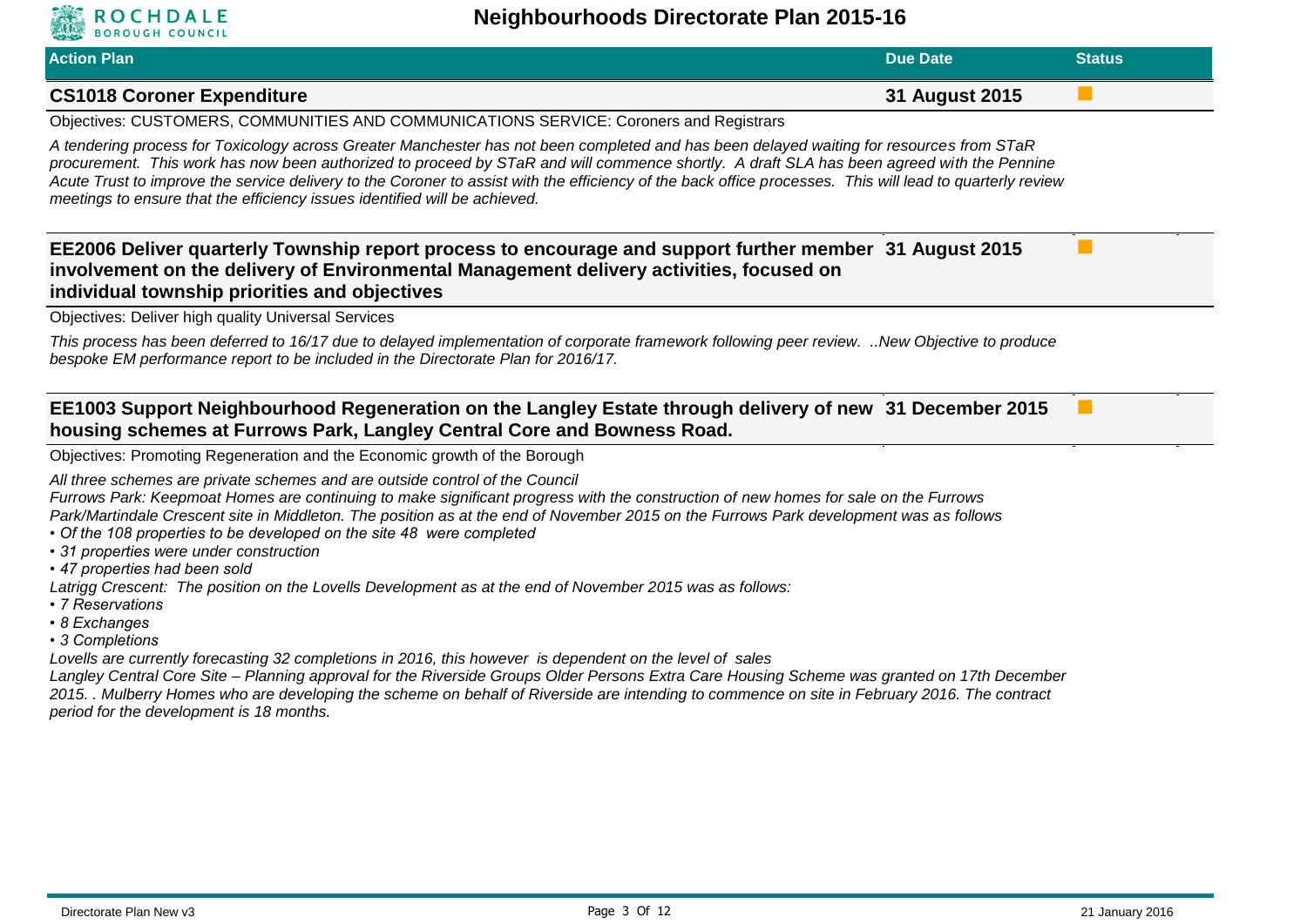| Action Plan | Due Date | Status |
| --- | --- | --- |
| **CS1018 Coroner Expenditure** | **31 August 2015** | ■ |

Objectives: CUSTOMERS, COMMUNITIES AND COMMUNICATIONS SERVICE: Coroners and Registrars

*A tendering process for Toxicology across Greater Manchester has not been completed and has been delayed waiting for resources from STaR procurement. This work has now been authorized to proceed by STaR and will commence shortly. A draft SLA has been agreed with the Pennine Acute Trust to improve the service delivery to the Coroner to assist with the efficiency of the back office processes. This will lead to quarterly review meetings to ensure that the efficiency issues identified will be achieved.*

| Action Plan | Due Date | Status |
| --- | --- | --- |
| **EE2006 Deliver quarterly Township report process to encourage and support further member involvement on the delivery of Environmental Management delivery activities, focused on individual township priorities and objectives** | **31 August 2015** | ■ |

Objectives: Deliver high quality Universal Services

*This process has been deferred to 16/17 due to delayed implementation of corporate framework following peer review. ..New Objective to produce bespoke EM performance report to be included in the Directorate Plan for 2016/17.*

| Action Plan | Due Date | Status |
| --- | --- | --- |
| **EE1003 Support Neighbourhood Regeneration on the Langley Estate through delivery of new housing schemes at Furrows Park, Langley Central Core and Bowness Road.** | **31 December 2015** | ■ |

Objectives: Promoting Regeneration and the Economic growth of the Borough

*All three schemes are private schemes and are outside control of the Council*

*Furrows Park: Keepmoat Homes are continuing to make significant progress with the construction of new homes for sale on the Furrows Park/Martindale Crescent site in Middleton. The position as at the end of November 2015 on the Furrows Park development was as follows*

- *Of the 108 properties to be developed on the site 48 were completed*
- *31 properties were under construction*
- *47 properties had been sold*

*Latrigg Crescent: The position on the Lovells Development as at the end of November 2015 was as follows:*

- *7 Reservations*
- *8 Exchanges*
- *3 Completions*

*Lovells are currently forecasting 32 completions in 2016, this however is dependent on the level of sales*

*Langley Central Core Site – Planning approval for the Riverside Groups Older Persons Extra Care Housing Scheme was granted on 17th December 2015. . Mulberry Homes who are developing the scheme on behalf of Riverside are intending to commence on site in February 2016. The contract period for the development is 18 months.*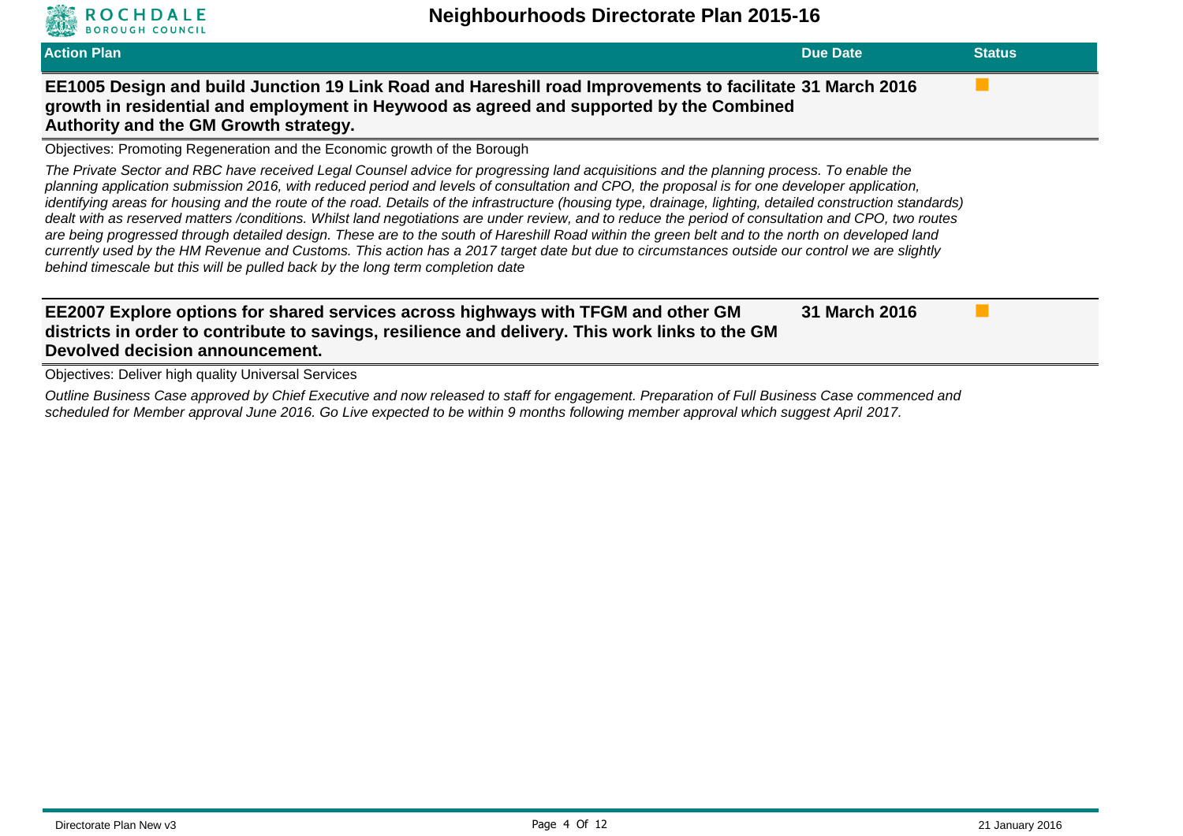| Action Plan | Due Date | Status |
|---|---|---|
| **EE1005 Design and build Junction 19 Link Road and Hareshill road Improvements to facilitate growth in residential and employment in Heywood as agreed and supported by the Combined Authority and the GM Growth strategy.** | **31 March 2016** | ■ |

Objectives: Promoting Regeneration and the Economic growth of the Borough

*The Private Sector and RBC have received Legal Counsel advice for progressing land acquisitions and the planning process. To enable the planning application submission 2016, with reduced period and levels of consultation and CPO, the proposal is for one developer application, identifying areas for housing and the route of the road. Details of the infrastructure (housing type, drainage, lighting, detailed construction standards) dealt with as reserved matters /conditions. Whilst land negotiations are under review, and to reduce the period of consultation and CPO, two routes are being progressed through detailed design. These are to the south of Hareshill Road within the green belt and to the north on developed land currently used by the HM Revenue and Customs. This action has a 2017 target date but due to circumstances outside our control we are slightly behind timescale but this will be pulled back by the long term completion date*

| Action Plan | Due Date | Status |
|---|---|---|
| **EE2007 Explore options for shared services across highways with TFGM and other GM districts in order to contribute to savings, resilience and delivery. This work links to the GM Devolved decision announcement.** | **31 March 2016** | ■ |

Objectives: Deliver high quality Universal Services

*Outline Business Case approved by Chief Executive and now released to staff for engagement. Preparation of Full Business Case commenced and scheduled for Member approval June 2016. Go Live expected to be within 9 months following member approval which suggest April 2017.*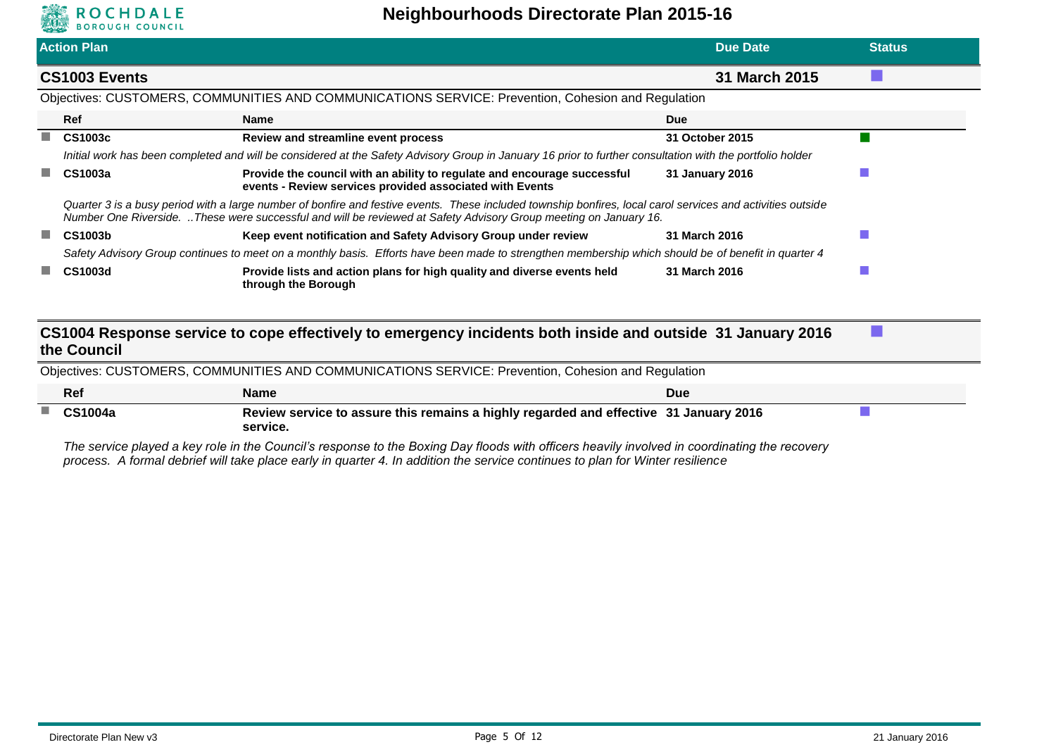| Action Plan | Due Date | Status |
|---|---|---|

## CS1003 Events — 31 March 2015

Objectives: CUSTOMERS, COMMUNITIES AND COMMUNICATIONS SERVICE: Prevention, Cohesion and Regulation

| Ref | Name | Due |
|---|---|---|
| **CS1003c** | **Review and streamline event process** | **31 October 2015** |

*Initial work has been completed and will be considered at the Safety Advisory Group in January 16 prior to further consultation with the portfolio holder*

| Ref | Name | Due |
|---|---|---|
| **CS1003a** | **Provide the council with an ability to regulate and encourage successful events - Review services provided associated with Events** | **31 January 2016** |

*Quarter 3 is a busy period with a large number of bonfire and festive events. These included township bonfires, local carol services and activities outside Number One Riverside. ..These were successful and will be reviewed at Safety Advisory Group meeting on January 16.*

| Ref | Name | Due |
|---|---|---|
| **CS1003b** | **Keep event notification and Safety Advisory Group under review** | **31 March 2016** |

*Safety Advisory Group continues to meet on a monthly basis. Efforts have been made to strengthen membership which should be of benefit in quarter 4*

| Ref | Name | Due |
|---|---|---|
| **CS1003d** | **Provide lists and action plans for high quality and diverse events held through the Borough** | **31 March 2016** |

## CS1004 Response service to cope effectively to emergency incidents both inside and outside the Council — 31 January 2016

Objectives: CUSTOMERS, COMMUNITIES AND COMMUNICATIONS SERVICE: Prevention, Cohesion and Regulation

| Ref | Name | Due |
|---|---|---|
| **CS1004a** | **Review service to assure this remains a highly regarded and effective service.** | **31 January 2016** |

*The service played a key role in the Council's response to the Boxing Day floods with officers heavily involved in coordinating the recovery process. A formal debrief will take place early in quarter 4. In addition the service continues to plan for Winter resilience*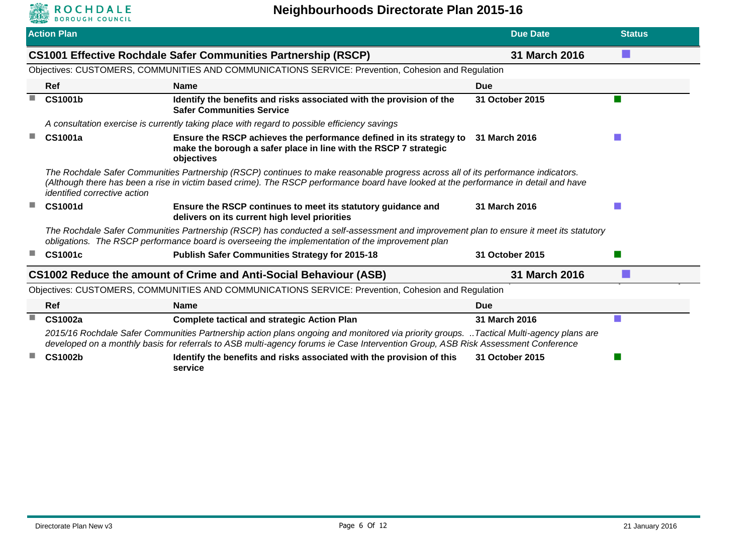## Action Plan

| Action Plan | Due Date | Status |
|---|---|---|
| **CS1001 Effective Rochdale Safer Communities Partnership (RSCP)** | **31 March 2016** | |

Objectives: CUSTOMERS, COMMUNITIES AND COMMUNICATIONS SERVICE: Prevention, Cohesion and Regulation

| Ref | Name | Due | |
|---|---|---|---|
| **CS1001b** | **Identify the benefits and risks associated with the provision of the Safer Communities Service** | **31 October 2015** | |

*A consultation exercise is currently taking place with regard to possible efficiency savings*

| Ref | Name | Due | |
|---|---|---|---|
| **CS1001a** | **Ensure the RSCP achieves the performance defined in its strategy to make the borough a safer place in line with the RSCP 7 strategic objectives** | **31 March 2016** | |

*The Rochdale Safer Communities Partnership (RSCP) continues to make reasonable progress across all of its performance indicators. (Although there has been a rise in victim based crime). The RSCP performance board have looked at the performance in detail and have identified corrective action*

| Ref | Name | Due | |
|---|---|---|---|
| **CS1001d** | **Ensure the RSCP continues to meet its statutory guidance and delivers on its current high level priorities** | **31 March 2016** | |

*The Rochdale Safer Communities Partnership (RSCP) has conducted a self-assessment and improvement plan to ensure it meet its statutory obligations. The RSCP performance board is overseeing the implementation of the improvement plan*

| Ref | Name | Due | |
|---|---|---|---|
| **CS1001c** | **Publish Safer Communities Strategy for 2015-18** | **31 October 2015** | |

| Action Plan | Due Date | Status |
|---|---|---|
| **CS1002 Reduce the amount of Crime and Anti-Social Behaviour (ASB)** | **31 March 2016** | |

Objectives: CUSTOMERS, COMMUNITIES AND COMMUNICATIONS SERVICE: Prevention, Cohesion and Regulation

| Ref | Name | Due | |
|---|---|---|---|
| **CS1002a** | **Complete tactical and strategic Action Plan** | **31 March 2016** | |

*2015/16 Rochdale Safer Communities Partnership action plans ongoing and monitored via priority groups. ..Tactical Multi-agency plans are developed on a monthly basis for referrals to ASB multi-agency forums ie Case Intervention Group, ASB Risk Assessment Conference*

| Ref | Name | Due | |
|---|---|---|---|
| **CS1002b** | **Identify the benefits and risks associated with the provision of this service** | **31 October 2015** | |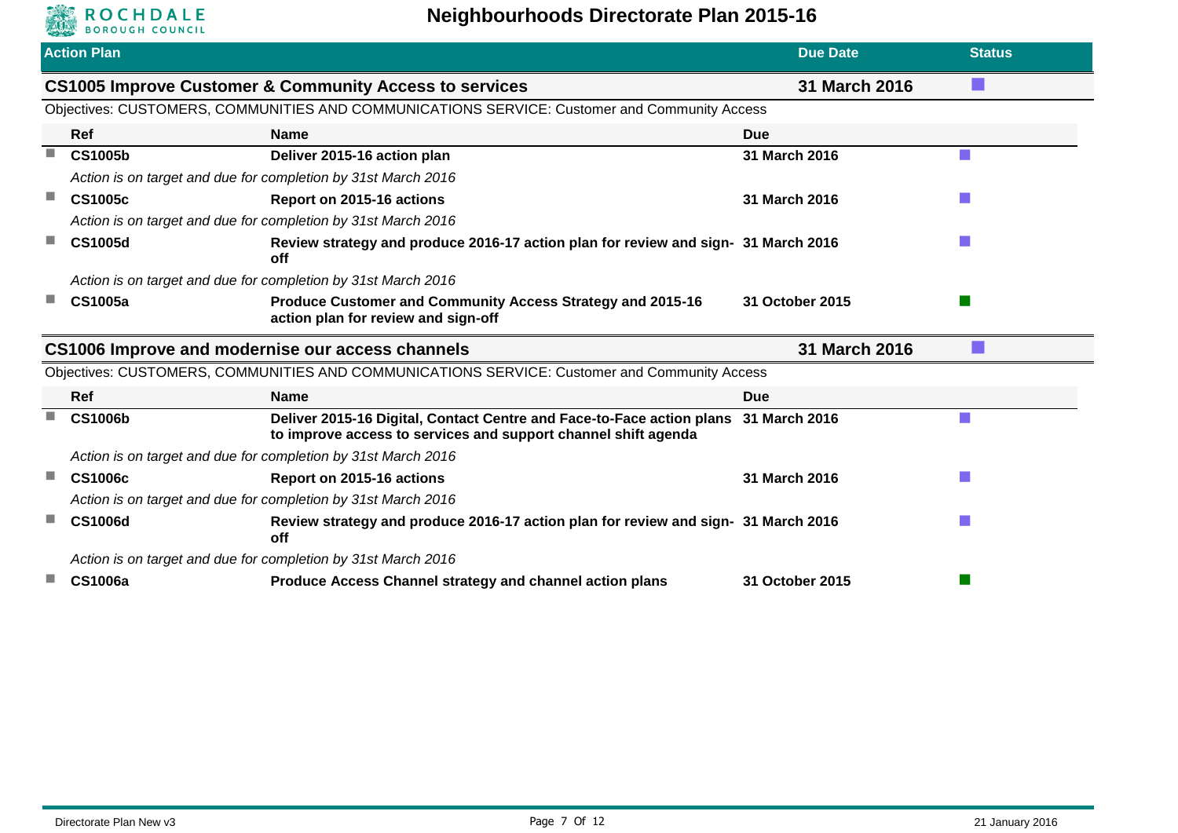| Action Plan | Due Date | Status |
|---|---|---|

## CS1005 Improve Customer & Community Access to services — 31 March 2016

Objectives: CUSTOMERS, COMMUNITIES AND COMMUNICATIONS SERVICE: Customer and Community Access

| Ref | Name | Due |
|---|---|---|
| **CS1005b** | **Deliver 2015-16 action plan** | **31 March 2016** |
| | *Action is on target and due for completion by 31st March 2016* | |
| **CS1005c** | **Report on 2015-16 actions** | **31 March 2016** |
| | *Action is on target and due for completion by 31st March 2016* | |
| **CS1005d** | **Review strategy and produce 2016-17 action plan for review and sign-off** | **31 March 2016** |
| | *Action is on target and due for completion by 31st March 2016* | |
| **CS1005a** | **Produce Customer and Community Access Strategy and 2015-16 action plan for review and sign-off** | **31 October 2015** |

## CS1006 Improve and modernise our access channels — 31 March 2016

Objectives: CUSTOMERS, COMMUNITIES AND COMMUNICATIONS SERVICE: Customer and Community Access

| Ref | Name | Due |
|---|---|---|
| **CS1006b** | **Deliver 2015-16 Digital, Contact Centre and Face-to-Face action plans to improve access to services and support channel shift agenda** | **31 March 2016** |
| | *Action is on target and due for completion by 31st March 2016* | |
| **CS1006c** | **Report on 2015-16 actions** | **31 March 2016** |
| | *Action is on target and due for completion by 31st March 2016* | |
| **CS1006d** | **Review strategy and produce 2016-17 action plan for review and sign-off** | **31 March 2016** |
| | *Action is on target and due for completion by 31st March 2016* | |
| **CS1006a** | **Produce Access Channel strategy and channel action plans** | **31 October 2015** |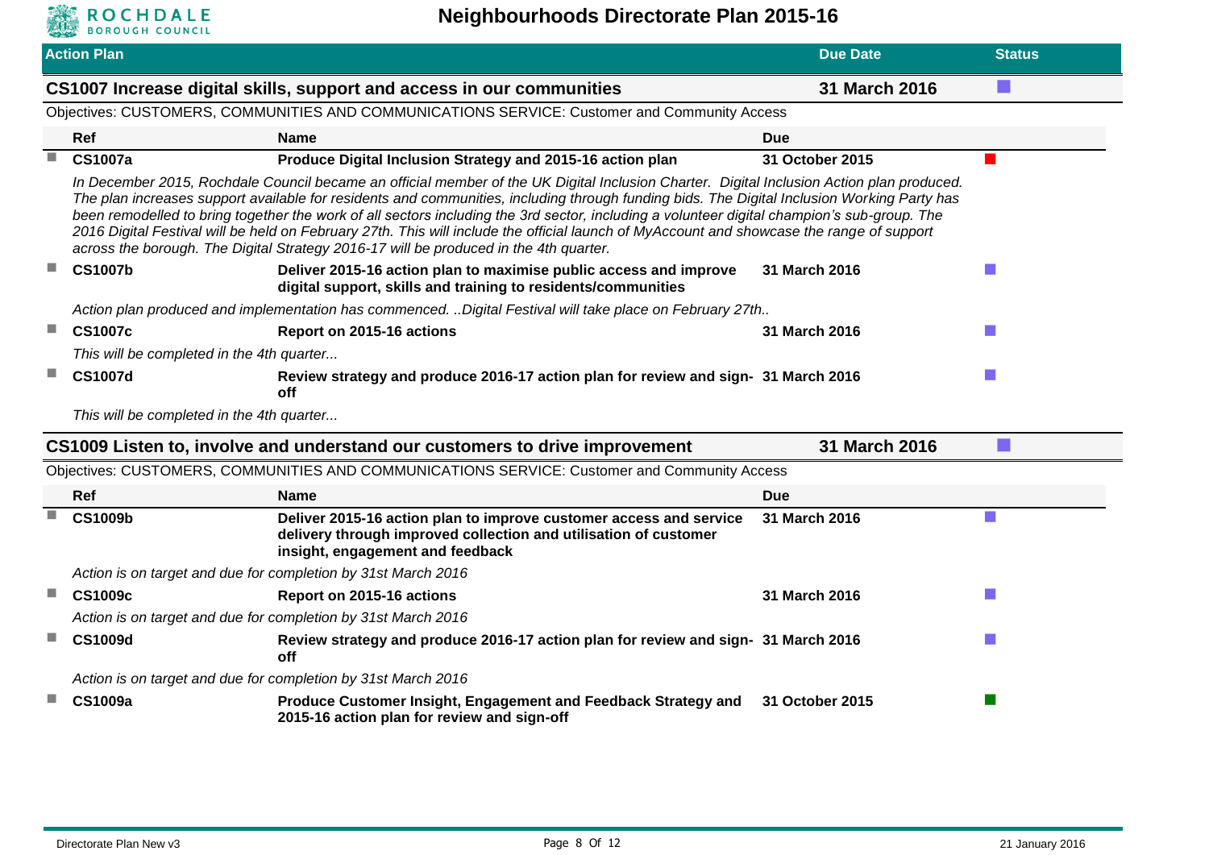## Action Plan

| Action Plan | Due Date | Status |
|---|---|---|

### CS1007 Increase digital skills, support and access in our communities — 31 March 2016

Objectives: CUSTOMERS, COMMUNITIES AND COMMUNICATIONS SERVICE: Customer and Community Access

| Ref | Name | Due |
|---|---|---|
| **CS1007a** | **Produce Digital Inclusion Strategy and 2015-16 action plan** | **31 October 2015** |

*In December 2015, Rochdale Council became an official member of the UK Digital Inclusion Charter. Digital Inclusion Action plan produced. The plan increases support available for residents and communities, including through funding bids. The Digital Inclusion Working Party has been remodelled to bring together the work of all sectors including the 3rd sector, including a volunteer digital champion's sub-group. The 2016 Digital Festival will be held on February 27th. This will include the official launch of MyAccount and showcase the range of support across the borough. The Digital Strategy 2016-17 will be produced in the 4th quarter.*

| Ref | Name | Due |
|---|---|---|
| **CS1007b** | **Deliver 2015-16 action plan to maximise public access and improve digital support, skills and training to residents/communities** | **31 March 2016** |

*Action plan produced and implementation has commenced. ..Digital Festival will take place on February 27th..*

| Ref | Name | Due |
|---|---|---|
| **CS1007c** | **Report on 2015-16 actions** | **31 March 2016** |

*This will be completed in the 4th quarter...*

| Ref | Name | Due |
|---|---|---|
| **CS1007d** | **Review strategy and produce 2016-17 action plan for review and sign-off** | **31 March 2016** |

*This will be completed in the 4th quarter...*

### CS1009 Listen to, involve and understand our customers to drive improvement — 31 March 2016

Objectives: CUSTOMERS, COMMUNITIES AND COMMUNICATIONS SERVICE: Customer and Community Access

| Ref | Name | Due |
|---|---|---|
| **CS1009b** | **Deliver 2015-16 action plan to improve customer access and service delivery through improved collection and utilisation of customer insight, engagement and feedback** | **31 March 2016** |

*Action is on target and due for completion by 31st March 2016*

| Ref | Name | Due |
|---|---|---|
| **CS1009c** | **Report on 2015-16 actions** | **31 March 2016** |

*Action is on target and due for completion by 31st March 2016*

| Ref | Name | Due |
|---|---|---|
| **CS1009d** | **Review strategy and produce 2016-17 action plan for review and sign-off** | **31 March 2016** |

*Action is on target and due for completion by 31st March 2016*

| Ref | Name | Due |
|---|---|---|
| **CS1009a** | **Produce Customer Insight, Engagement and Feedback Strategy and 2015-16 action plan for review and sign-off** | **31 October 2015** |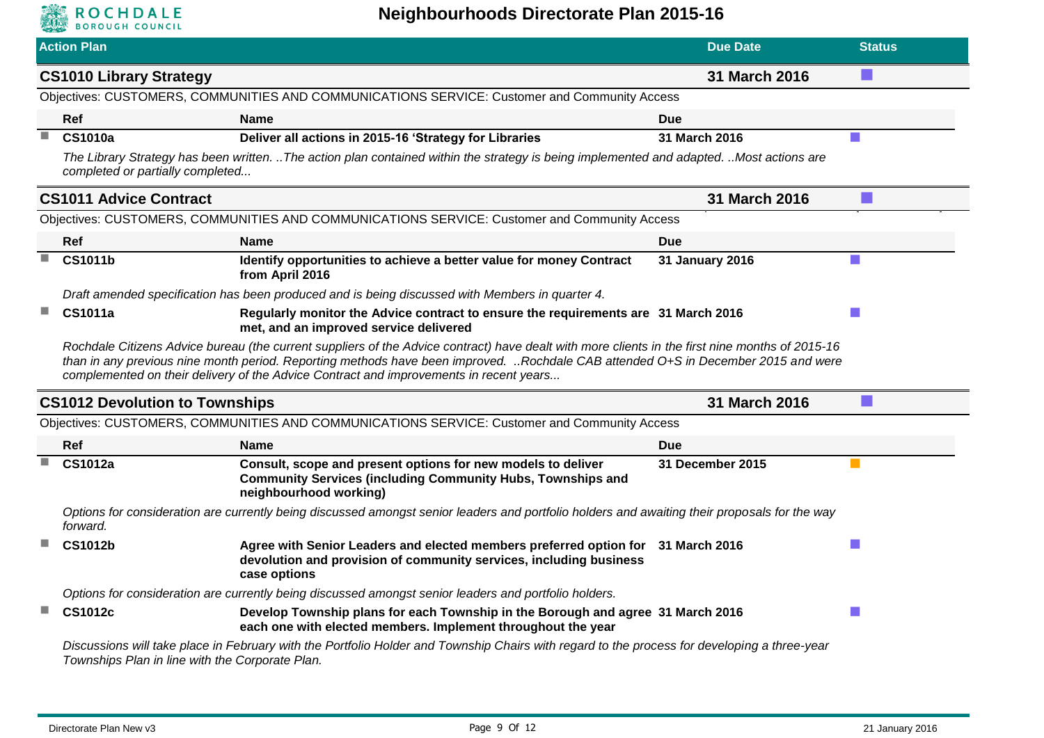# Neighbourhoods Directorate Plan 2015-16

| Action Plan | Due Date | Status |
|---|---|---|

## CS1010 Library Strategy — 31 March 2016

Objectives: CUSTOMERS, COMMUNITIES AND COMMUNICATIONS SERVICE: Customer and Community Access

| Ref | Name | Due |
|---|---|---|
| **CS1010a** | **Deliver all actions in 2015-16 'Strategy for Libraries** | **31 March 2016** |

*The Library Strategy has been written. ..The action plan contained within the strategy is being implemented and adapted. ..Most actions are completed or partially completed...*

## CS1011 Advice Contract — 31 March 2016

Objectives: CUSTOMERS, COMMUNITIES AND COMMUNICATIONS SERVICE: Customer and Community Access

| Ref | Name | Due |
|---|---|---|
| **CS1011b** | **Identify opportunities to achieve a better value for money Contract from April 2016** | **31 January 2016** |

*Draft amended specification has been produced and is being discussed with Members in quarter 4.*

| Ref | Name | Due |
|---|---|---|
| **CS1011a** | **Regularly monitor the Advice contract to ensure the requirements are met, and an improved service delivered** | **31 March 2016** |

*Rochdale Citizens Advice bureau (the current suppliers of the Advice contract) have dealt with more clients in the first nine months of 2015-16 than in any previous nine month period. Reporting methods have been improved. ..Rochdale CAB attended O+S in December 2015 and were complemented on their delivery of the Advice Contract and improvements in recent years...*

## CS1012 Devolution to Townships — 31 March 2016

Objectives: CUSTOMERS, COMMUNITIES AND COMMUNICATIONS SERVICE: Customer and Community Access

| Ref | Name | Due |
|---|---|---|
| **CS1012a** | **Consult, scope and present options for new models to deliver Community Services (including Community Hubs, Townships and neighbourhood working)** | **31 December 2015** |

*Options for consideration are currently being discussed amongst senior leaders and portfolio holders and awaiting their proposals for the way forward.*

| Ref | Name | Due |
|---|---|---|
| **CS1012b** | **Agree with Senior Leaders and elected members preferred option for devolution and provision of community services, including business case options** | **31 March 2016** |

*Options for consideration are currently being discussed amongst senior leaders and portfolio holders.*

| Ref | Name | Due |
|---|---|---|
| **CS1012c** | **Develop Township plans for each Township in the Borough and agree each one with elected members. Implement throughout the year** | **31 March 2016** |

*Discussions will take place in February with the Portfolio Holder and Township Chairs with regard to the process for developing a three-year Townships Plan in line with the Corporate Plan.*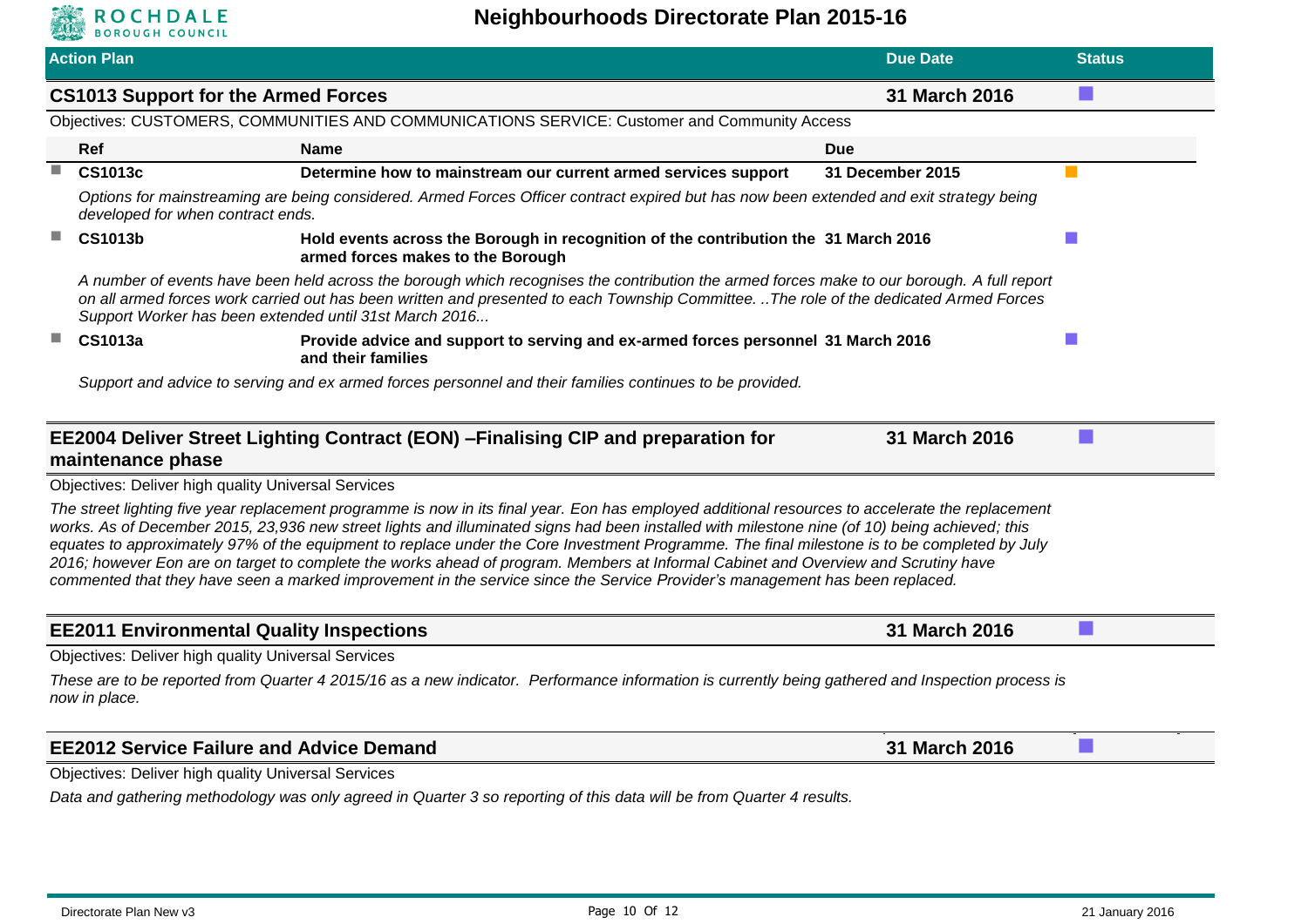| Action Plan | Due Date | Status |
|---|---|---|

## CS1013 Support for the Armed Forces

**Due Date:** 31 March 2016

Objectives: CUSTOMERS, COMMUNITIES AND COMMUNICATIONS SERVICE: Customer and Community Access

| Ref | Name | Due |
|---|---|---|
| **CS1013c** | **Determine how to mainstream our current armed services support** | **31 December 2015** |

*Options for mainstreaming are being considered. Armed Forces Officer contract expired but has now been extended and exit strategy being developed for when contract ends.*

| Ref | Name | Due |
|---|---|---|
| **CS1013b** | **Hold events across the Borough in recognition of the contribution the armed forces makes to the Borough** | **31 March 2016** |

*A number of events have been held across the borough which recognises the contribution the armed forces make to our borough. A full report on all armed forces work carried out has been written and presented to each Township Committee. ..The role of the dedicated Armed Forces Support Worker has been extended until 31st March 2016...*

| Ref | Name | Due |
|---|---|---|
| **CS1013a** | **Provide advice and support to serving and ex-armed forces personnel and their families** | **31 March 2016** |

*Support and advice to serving and ex armed forces personnel and their families continues to be provided.*

## EE2004 Deliver Street Lighting Contract (EON) –Finalising CIP and preparation for maintenance phase

**Due Date:** 31 March 2016

Objectives: Deliver high quality Universal Services

*The street lighting five year replacement programme is now in its final year. Eon has employed additional resources to accelerate the replacement works. As of December 2015, 23,936 new street lights and illuminated signs had been installed with milestone nine (of 10) being achieved; this equates to approximately 97% of the equipment to replace under the Core Investment Programme. The final milestone is to be completed by July 2016; however Eon are on target to complete the works ahead of program. Members at Informal Cabinet and Overview and Scrutiny have commented that they have seen a marked improvement in the service since the Service Provider's management has been replaced.*

## EE2011 Environmental Quality Inspections

**Due Date:** 31 March 2016

Objectives: Deliver high quality Universal Services

*These are to be reported from Quarter 4 2015/16 as a new indicator. Performance information is currently being gathered and Inspection process is now in place.*

## EE2012 Service Failure and Advice Demand

**Due Date:** 31 March 2016

Objectives: Deliver high quality Universal Services

*Data and gathering methodology was only agreed in Quarter 3 so reporting of this data will be from Quarter 4 results.*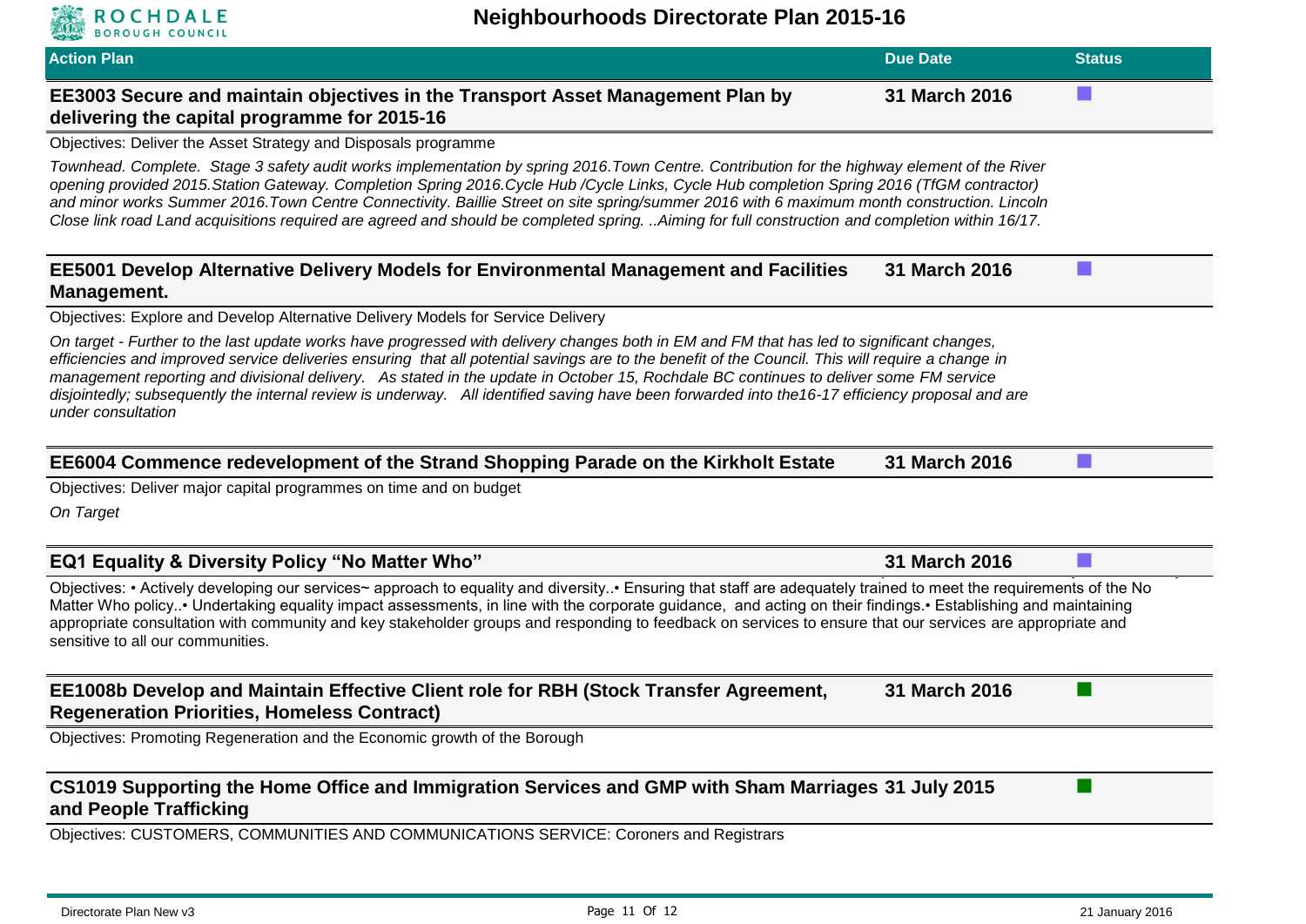# Neighbourhoods Directorate Plan 2015-16

| Action Plan | Due Date | Status |
|---|---|---|

**EE3003 Secure and maintain objectives in the Transport Asset Management Plan by delivering the capital programme for 2015-16** — 31 March 2016

Objectives: Deliver the Asset Strategy and Disposals programme

*Townhead. Complete. Stage 3 safety audit works implementation by spring 2016.Town Centre. Contribution for the highway element of the River opening provided 2015.Station Gateway. Completion Spring 2016.Cycle Hub /Cycle Links, Cycle Hub completion Spring 2016 (TfGM contractor) and minor works Summer 2016.Town Centre Connectivity. Baillie Street on site spring/summer 2016 with 6 maximum month construction. Lincoln Close link road Land acquisitions required are agreed and should be completed spring. ..Aiming for full construction and completion within 16/17.*

**EE5001 Develop Alternative Delivery Models for Environmental Management and Facilities Management.** — 31 March 2016

Objectives: Explore and Develop Alternative Delivery Models for Service Delivery

*On target - Further to the last update works have progressed with delivery changes both in EM and FM that has led to significant changes, efficiencies and improved service deliveries ensuring that all potential savings are to the benefit of the Council. This will require a change in management reporting and divisional delivery. As stated in the update in October 15, Rochdale BC continues to deliver some FM service disjointedly; subsequently the internal review is underway. All identified saving have been forwarded into the16-17 efficiency proposal and are under consultation*

**EE6004 Commence redevelopment of the Strand Shopping Parade on the Kirkholt Estate** — 31 March 2016

Objectives: Deliver major capital programmes on time and on budget

*On Target*

**EQ1 Equality & Diversity Policy “No Matter Who”** — 31 March 2016

Objectives: • Actively developing our services~ approach to equality and diversity..• Ensuring that staff are adequately trained to meet the requirements of the No Matter Who policy..• Undertaking equality impact assessments, in line with the corporate guidance, and acting on their findings.• Establishing and maintaining appropriate consultation with community and key stakeholder groups and responding to feedback on services to ensure that our services are appropriate and sensitive to all our communities.

**EE1008b Develop and Maintain Effective Client role for RBH (Stock Transfer Agreement, Regeneration Priorities, Homeless Contract)** — 31 March 2016

Objectives: Promoting Regeneration and the Economic growth of the Borough

**CS1019 Supporting the Home Office and Immigration Services and GMP with Sham Marriages and People Trafficking** — 31 July 2015

Objectives: CUSTOMERS, COMMUNITIES AND COMMUNICATIONS SERVICE: Coroners and Registrars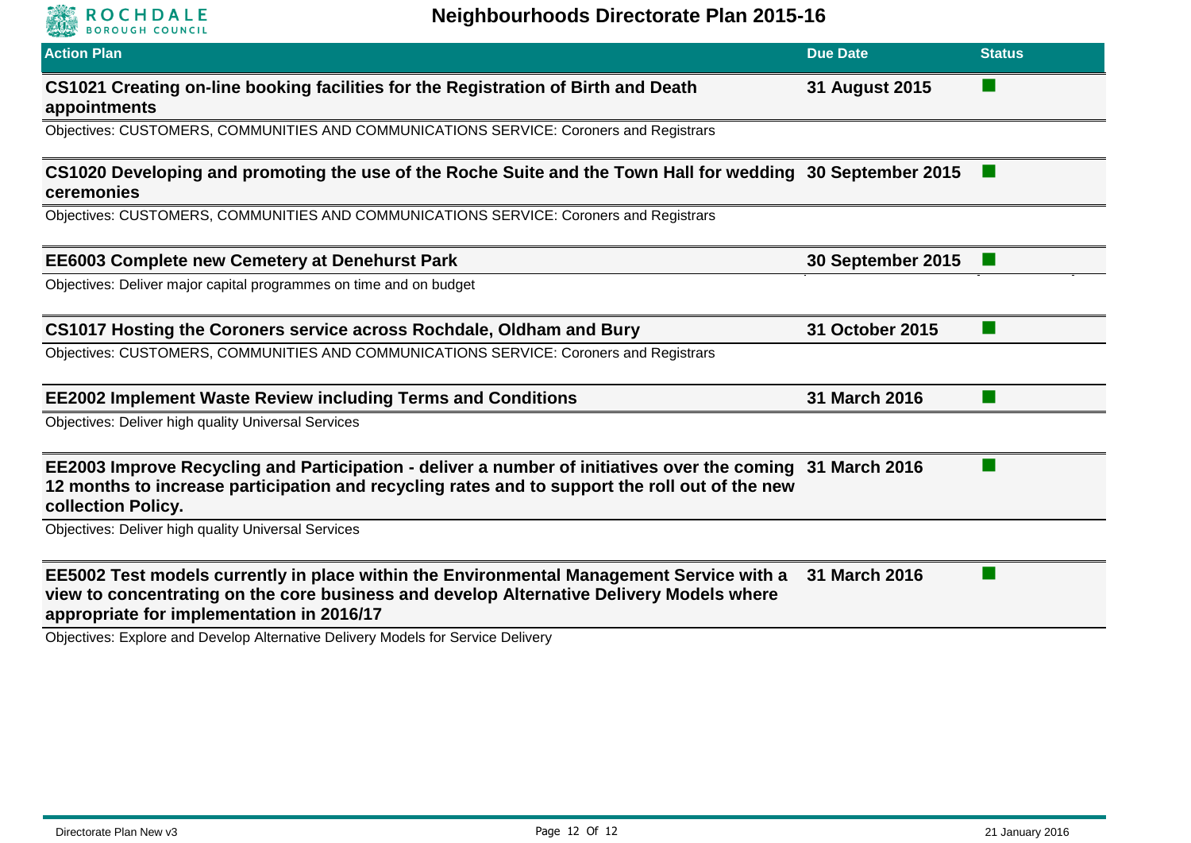# Neighbourhoods Directorate Plan 2015-16

| Action Plan | Due Date | Status |
|---|---|---|
| **CS1021 Creating on-line booking facilities for the Registration of Birth and Death appointments** | **31 August 2015** | ■ |
| Objectives: CUSTOMERS, COMMUNITIES AND COMMUNICATIONS SERVICE: Coroners and Registrars | | |
| **CS1020 Developing and promoting the use of the Roche Suite and the Town Hall for wedding ceremonies** | **30 September 2015** | ■ |
| Objectives: CUSTOMERS, COMMUNITIES AND COMMUNICATIONS SERVICE: Coroners and Registrars | | |
| **EE6003 Complete new Cemetery at Denehurst Park** | **30 September 2015** | ■ |
| Objectives: Deliver major capital programmes on time and on budget | | |
| **CS1017 Hosting the Coroners service across Rochdale, Oldham and Bury** | **31 October 2015** | ■ |
| Objectives: CUSTOMERS, COMMUNITIES AND COMMUNICATIONS SERVICE: Coroners and Registrars | | |
| **EE2002 Implement Waste Review including Terms and Conditions** | **31 March 2016** | ■ |
| Objectives: Deliver high quality Universal Services | | |
| **EE2003 Improve Recycling and Participation - deliver a number of initiatives over the coming 12 months to increase participation and recycling rates and to support the roll out of the new collection Policy.** | **31 March 2016** | ■ |
| Objectives: Deliver high quality Universal Services | | |
| **EE5002 Test models currently in place within the Environmental Management Service with a view to concentrating on the core business and develop Alternative Delivery Models where appropriate for implementation in 2016/17** | **31 March 2016** | ■ |
| Objectives: Explore and Develop Alternative Delivery Models for Service Delivery | | |